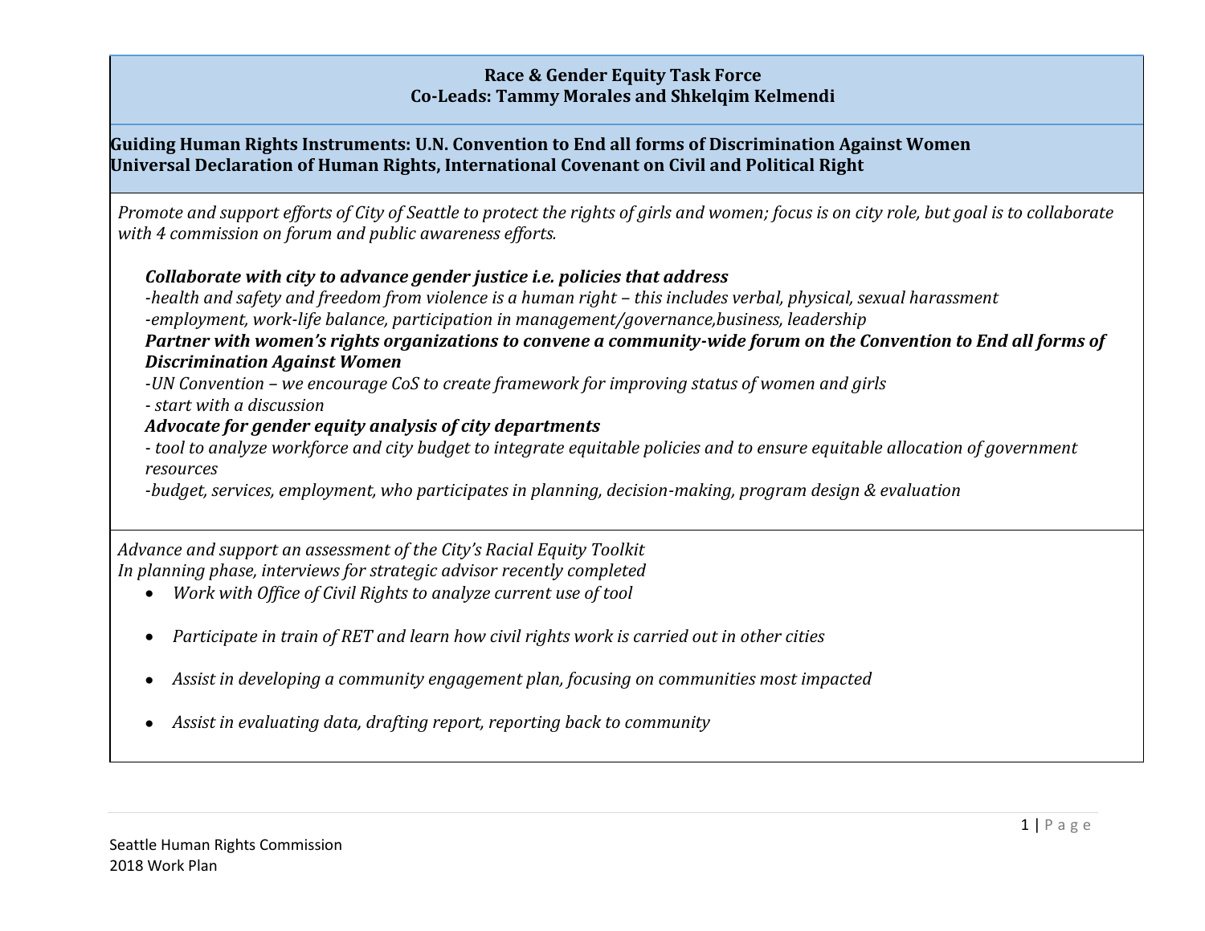## Race & Gender Equity Task Force
### Co-Leads: Tammy Morales and Shkelqim Kelmendi

**Guiding Human Rights Instruments: U.N. Convention to End all forms of Discrimination Against Women Universal Declaration of Human Rights, International Covenant on Civil and Political Right**

*Promote and support efforts of City of Seattle to protect the rights of girls and women; focus is on city role, but goal is to collaborate with 4 commission on forum and public awareness efforts.*

***Collaborate with city to advance gender justice i.e. policies that address***
*-health and safety and freedom from violence is a human right – this includes verbal, physical, sexual harassment*
*-employment, work-life balance, participation in management/governance,business, leadership*
***Partner with women's rights organizations to convene a community-wide forum on the Convention to End all forms of Discrimination Against Women***
*-UN Convention – we encourage CoS to create framework for improving status of women and girls*
*- start with a discussion*
***Advocate for gender equity analysis of city departments***
*- tool to analyze workforce and city budget to integrate equitable policies and to ensure equitable allocation of government resources*
*-budget, services, employment, who participates in planning, decision-making, program design & evaluation*

*Advance and support an assessment of the City's Racial Equity Toolkit*
*In planning phase, interviews for strategic advisor recently completed*

- *Work with Office of Civil Rights to analyze current use of tool*
- *Participate in train of RET and learn how civil rights work is carried out in other cities*
- *Assist in developing a community engagement plan, focusing on communities most impacted*
- *Assist in evaluating data, drafting report, reporting back to community*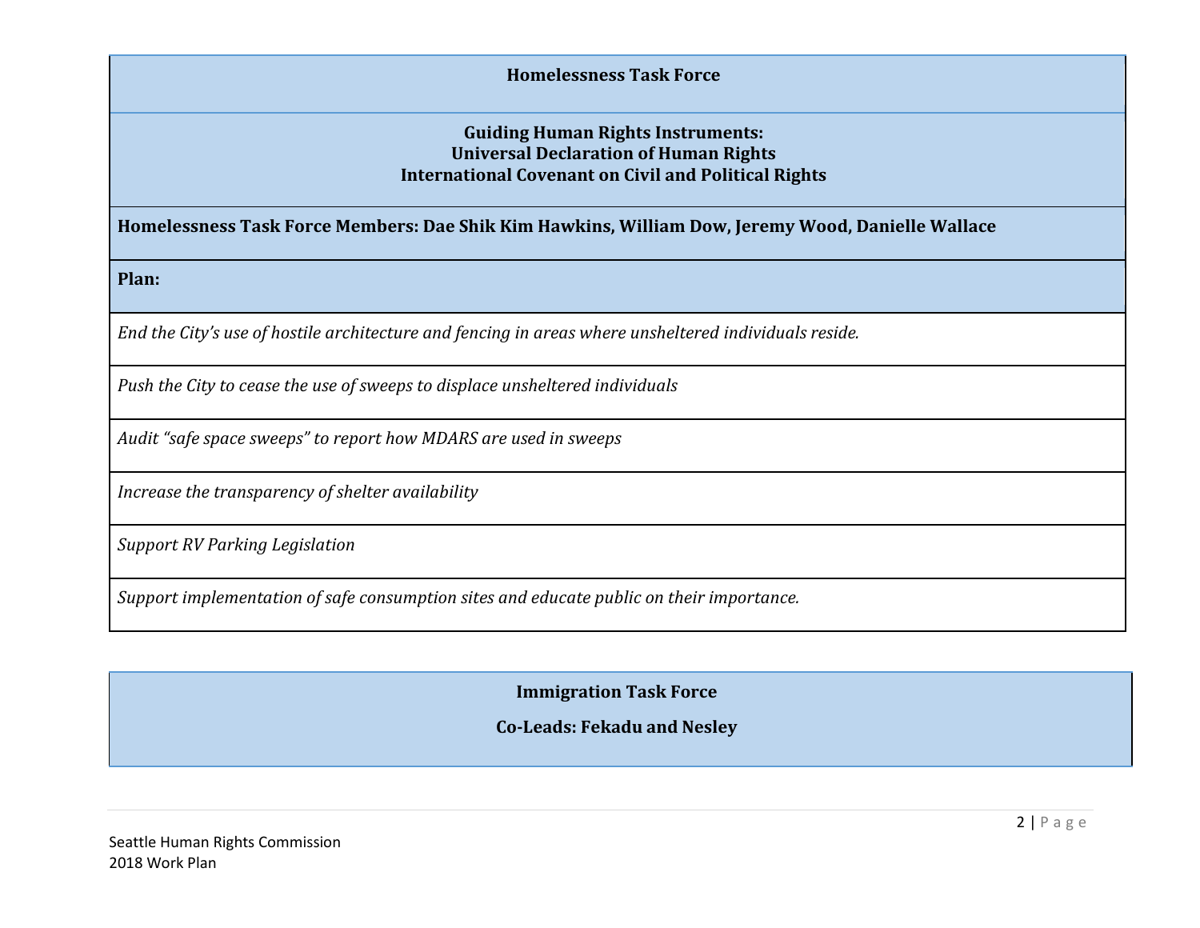| **Homelessness Task Force** |
|---|
| **Guiding Human Rights Instruments:**<br>**Universal Declaration of Human Rights**<br>**International Covenant on Civil and Political Rights** |
| **Homelessness Task Force Members: Dae Shik Kim Hawkins, William Dow, Jeremy Wood, Danielle Wallace** |
| **Plan:** |
| *End the City's use of hostile architecture and fencing in areas where unsheltered individuals reside.* |
| *Push the City to cease the use of sweeps to displace unsheltered individuals* |
| *Audit "safe space sweeps" to report how MDARS are used in sweeps* |
| *Increase the transparency of shelter availability* |
| *Support RV Parking Legislation* |
| *Support implementation of safe consumption sites and educate public on their importance.* |

| **Immigration Task Force** |
|---|
| **Co-Leads: Fekadu and Nesley** |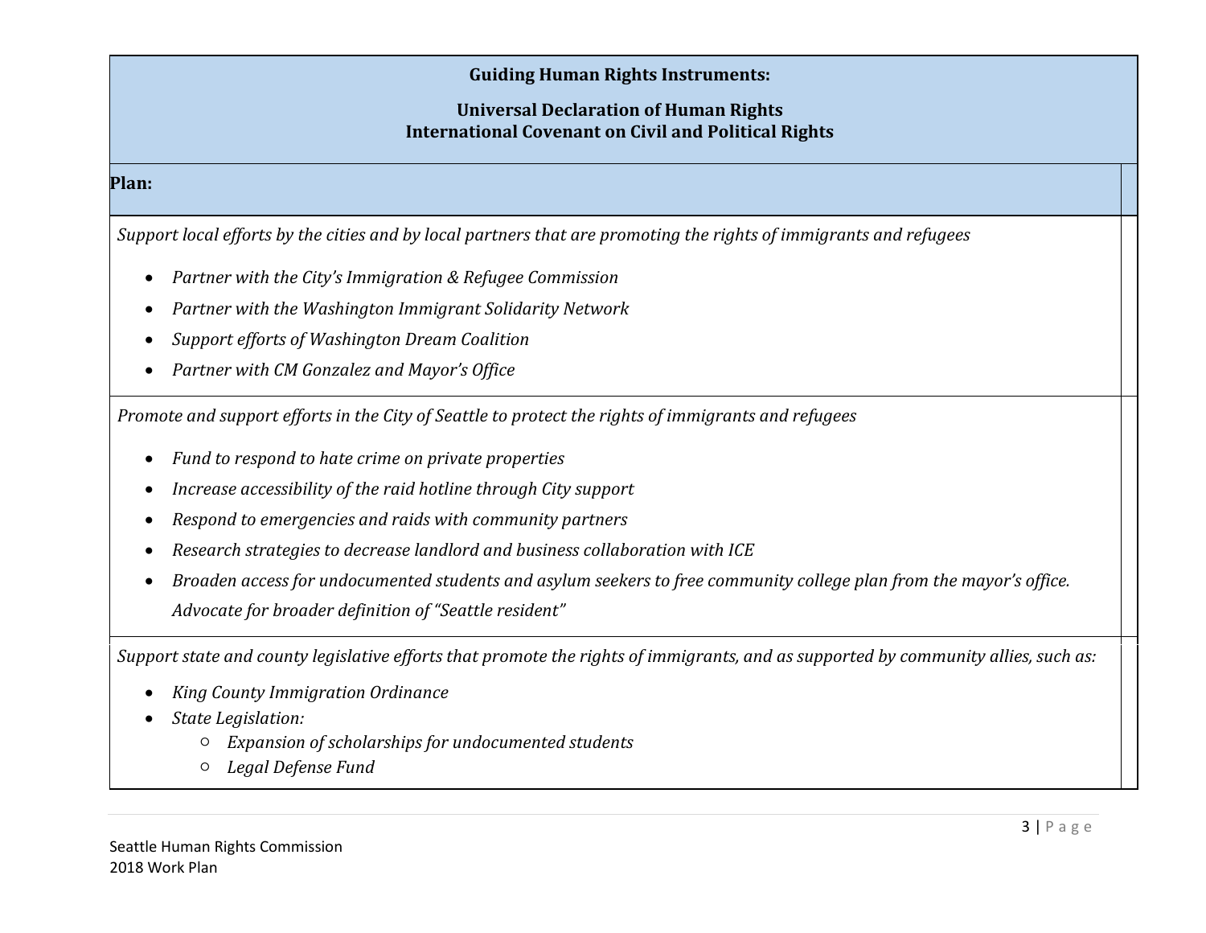**Guiding Human Rights Instruments:**

**Universal Declaration of Human Rights**
**International Covenant on Civil and Political Rights**

**Plan:**

*Support local efforts by the cities and by local partners that are promoting the rights of immigrants and refugees*

- *Partner with the City's Immigration & Refugee Commission*
- *Partner with the Washington Immigrant Solidarity Network*
- *Support efforts of Washington Dream Coalition*
- *Partner with CM Gonzalez and Mayor's Office*

*Promote and support efforts in the City of Seattle to protect the rights of immigrants and refugees*

- *Fund to respond to hate crime on private properties*
- *Increase accessibility of the raid hotline through City support*
- *Respond to emergencies and raids with community partners*
- *Research strategies to decrease landlord and business collaboration with ICE*
- *Broaden access for undocumented students and asylum seekers to free community college plan from the mayor's office. Advocate for broader definition of "Seattle resident"*

*Support state and county legislative efforts that promote the rights of immigrants, and as supported by community allies, such as:*

- *King County Immigration Ordinance*
- *State Legislation:*
  - *Expansion of scholarships for undocumented students*
  - *Legal Defense Fund*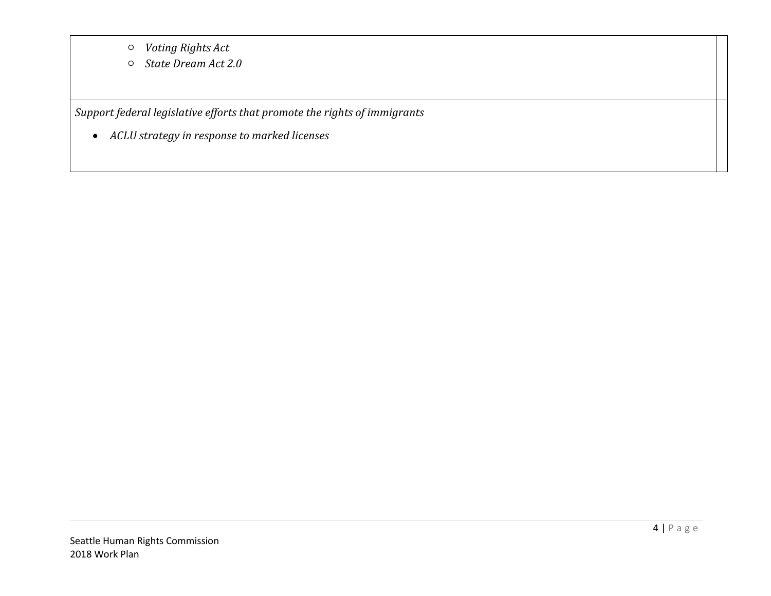| | |
|---|---|
| - *Voting Rights Act*<br>- *State Dream Act 2.0* | |
| *Support federal legislative efforts that promote the rights of immigrants*<br><br>- *ACLU strategy in response to marked licenses* | |